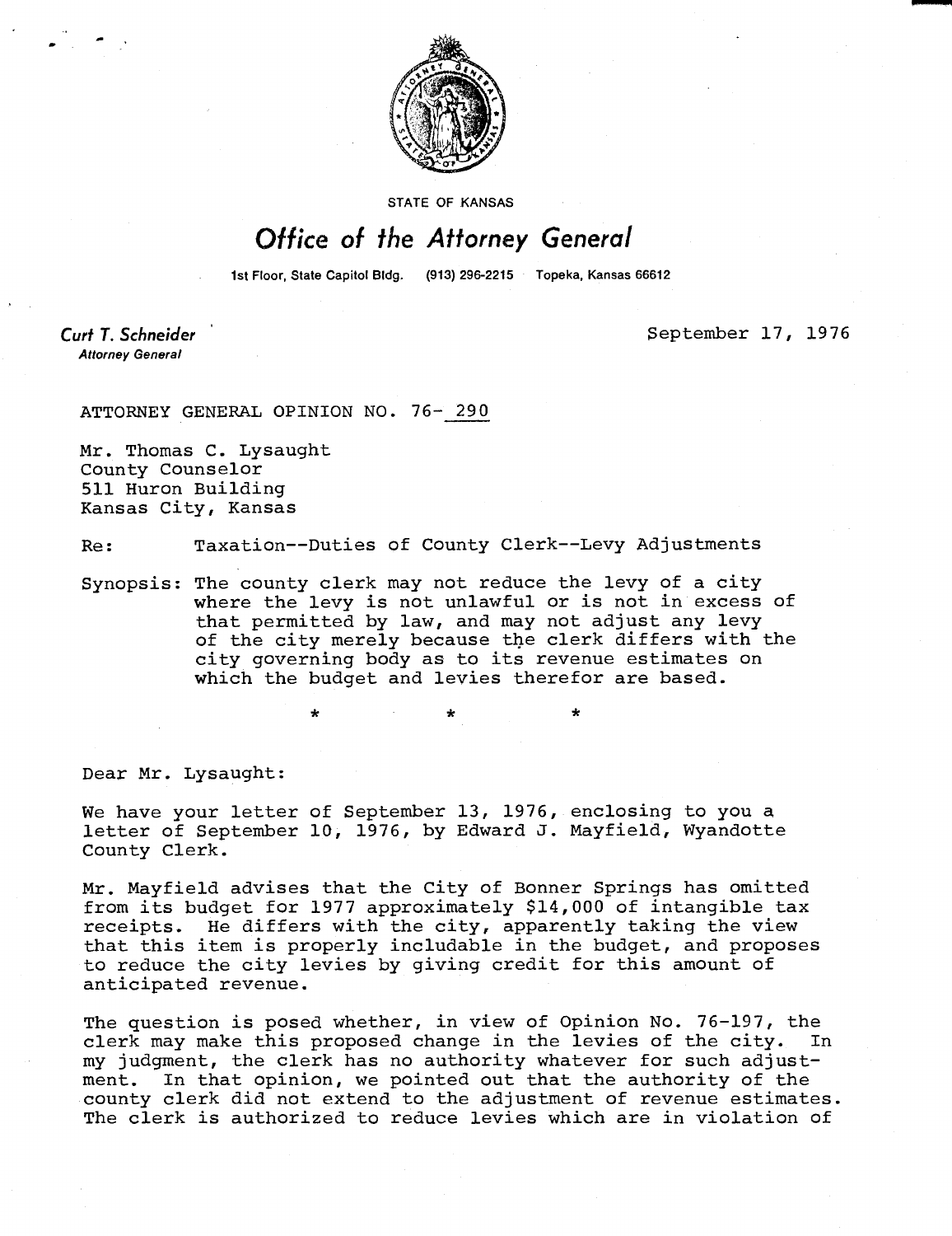STATE OF KANSAS

# Office of the Attorney General

1st Floor, State Capitol Bldg. (913) 296-2215 Topeka, Kansas 66612

**Curt T. Schneider**
*Attorney General*

September 17, 1976

ATTORNEY GENERAL OPINION NO. 76- 290

Mr. Thomas C. Lysaught
County Counselor
511 Huron Building
Kansas City, Kansas

Re: Taxation--Duties of County Clerk--Levy Adjustments

Synopsis: The county clerk may not reduce the levy of a city where the levy is not unlawful or is not in excess of that permitted by law, and may not adjust any levy of the city merely because the clerk differs with the city governing body as to its revenue estimates on which the budget and levies therefor are based.

\* \* \*

Dear Mr. Lysaught:

We have your letter of September 13, 1976, enclosing to you a letter of September 10, 1976, by Edward J. Mayfield, Wyandotte County Clerk.

Mr. Mayfield advises that the City of Bonner Springs has omitted from its budget for 1977 approximately $14,000 of intangible tax receipts. He differs with the city, apparently taking the view that this item is properly includable in the budget, and proposes to reduce the city levies by giving credit for this amount of anticipated revenue.

The question is posed whether, in view of Opinion No. 76-197, the clerk may make this proposed change in the levies of the city. In my judgment, the clerk has no authority whatever for such adjustment. In that opinion, we pointed out that the authority of the county clerk did not extend to the adjustment of revenue estimates. The clerk is authorized to reduce levies which are in violation of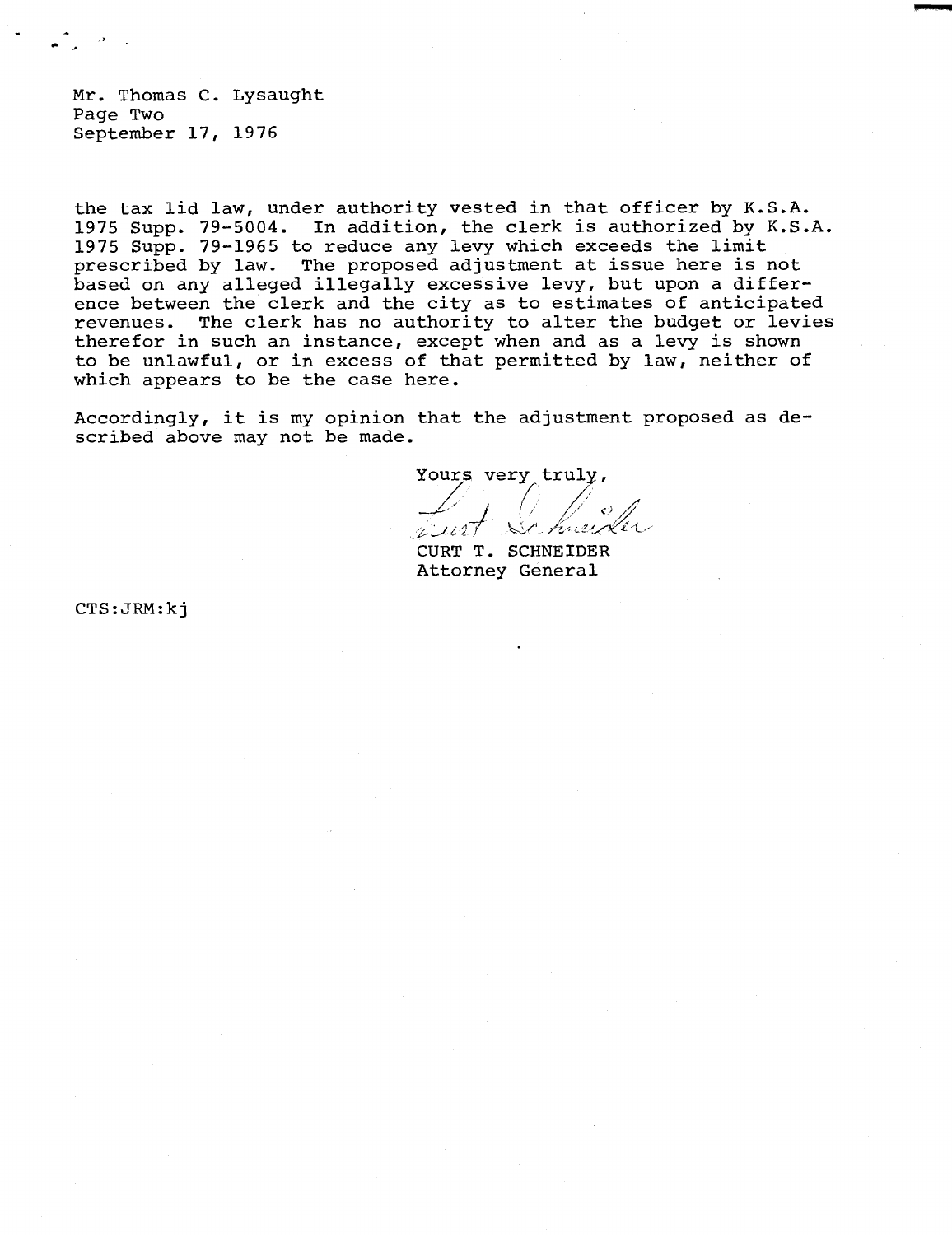Mr. Thomas C. Lysaught
Page Two
September 17, 1976

the tax lid law, under authority vested in that officer by K.S.A. 1975 Supp. 79-5004. In addition, the clerk is authorized by K.S.A. 1975 Supp. 79-1965 to reduce any levy which exceeds the limit prescribed by law. The proposed adjustment at issue here is not based on any alleged illegally excessive levy, but upon a difference between the clerk and the city as to estimates of anticipated revenues. The clerk has no authority to alter the budget or levies therefor in such an instance, except when and as a levy is shown to be unlawful, or in excess of that permitted by law, neither of which appears to be the case here.

Accordingly, it is my opinion that the adjustment proposed as described above may not be made.

Yours very truly,

CURT T. SCHNEIDER
Attorney General

CTS:JRM:kj